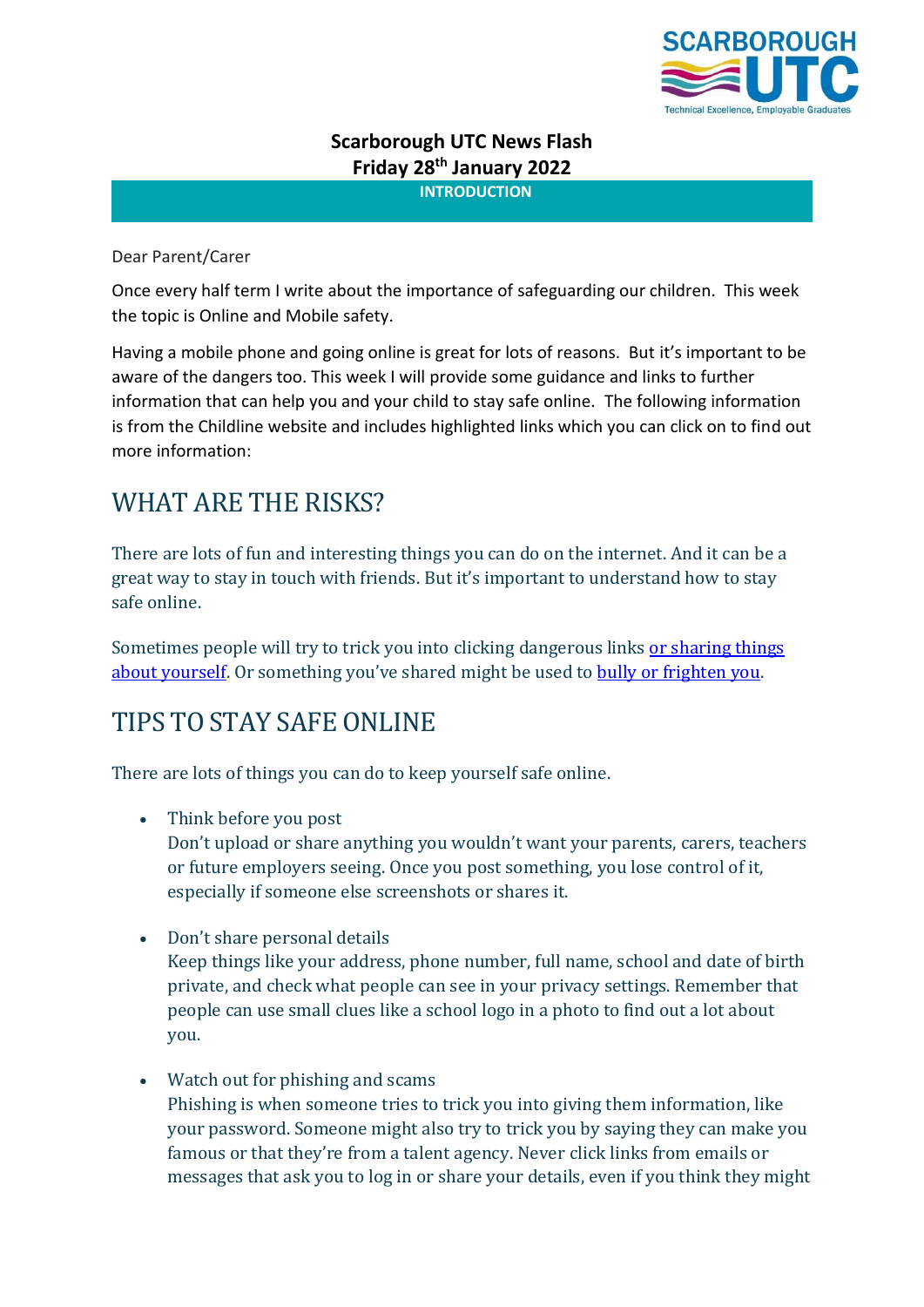**Scarborough UTC News Flash**
**Friday 28th January 2022**

**INTRODUCTION**

Dear Parent/Carer

Once every half term I write about the importance of safeguarding our children. This week the topic is Online and Mobile safety.

Having a mobile phone and going online is great for lots of reasons. But it's important to be aware of the dangers too. This week I will provide some guidance and links to further information that can help you and your child to stay safe online. The following information is from the Childline website and includes highlighted links which you can click on to find out more information:

## WHAT ARE THE RISKS?

There are lots of fun and interesting things you can do on the internet. And it can be a great way to stay in touch with friends. But it's important to understand how to stay safe online.

Sometimes people will try to trick you into clicking dangerous links or sharing things about yourself. Or something you've shared might be used to bully or frighten you.

## TIPS TO STAY SAFE ONLINE

There are lots of things you can do to keep yourself safe online.

- Think before you post
  Don't upload or share anything you wouldn't want your parents, carers, teachers or future employers seeing. Once you post something, you lose control of it, especially if someone else screenshots or shares it.

- Don't share personal details
  Keep things like your address, phone number, full name, school and date of birth private, and check what people can see in your privacy settings. Remember that people can use small clues like a school logo in a photo to find out a lot about you.

- Watch out for phishing and scams
  Phishing is when someone tries to trick you into giving them information, like your password. Someone might also try to trick you by saying they can make you famous or that they're from a talent agency. Never click links from emails or messages that ask you to log in or share your details, even if you think they might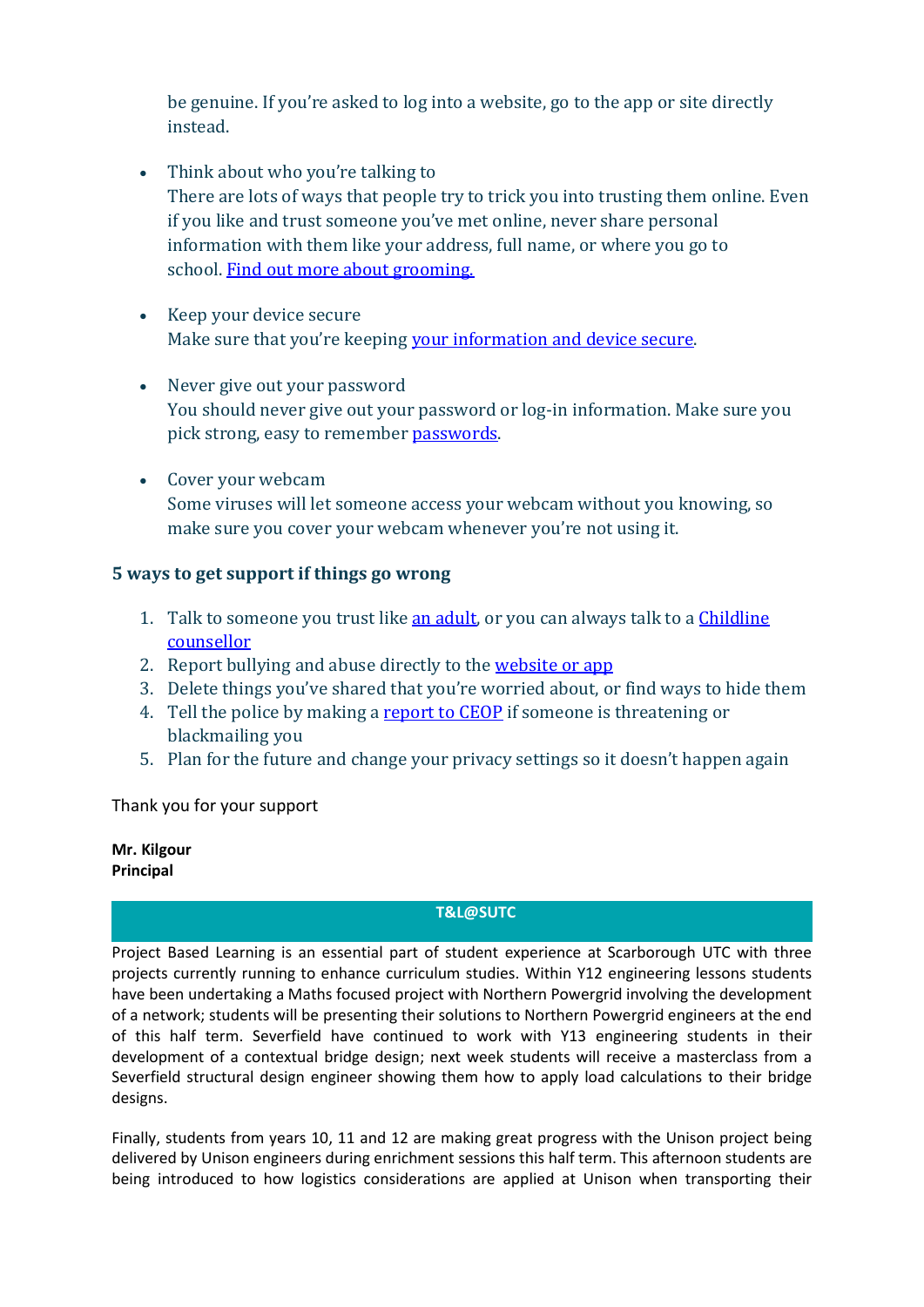be genuine. If you're asked to log into a website, go to the app or site directly instead.

- Think about who you're talking to
  There are lots of ways that people try to trick you into trusting them online. Even if you like and trust someone you've met online, never share personal information with them like your address, full name, or where you go to school. Find out more about grooming.

- Keep your device secure
  Make sure that you're keeping your information and device secure.

- Never give out your password
  You should never give out your password or log-in information. Make sure you pick strong, easy to remember passwords.

- Cover your webcam
  Some viruses will let someone access your webcam without you knowing, so make sure you cover your webcam whenever you're not using it.

### 5 ways to get support if things go wrong

1. Talk to someone you trust like an adult, or you can always talk to a Childline counsellor
2. Report bullying and abuse directly to the website or app
3. Delete things you've shared that you're worried about, or find ways to hide them
4. Tell the police by making a report to CEOP if someone is threatening or blackmailing you
5. Plan for the future and change your privacy settings so it doesn't happen again

Thank you for your support

**Mr. Kilgour**
**Principal**

## T&L@SUTC

Project Based Learning is an essential part of student experience at Scarborough UTC with three projects currently running to enhance curriculum studies. Within Y12 engineering lessons students have been undertaking a Maths focused project with Northern Powergrid involving the development of a network; students will be presenting their solutions to Northern Powergrid engineers at the end of this half term. Severfield have continued to work with Y13 engineering students in their development of a contextual bridge design; next week students will receive a masterclass from a Severfield structural design engineer showing them how to apply load calculations to their bridge designs.

Finally, students from years 10, 11 and 12 are making great progress with the Unison project being delivered by Unison engineers during enrichment sessions this half term. This afternoon students are being introduced to how logistics considerations are applied at Unison when transporting their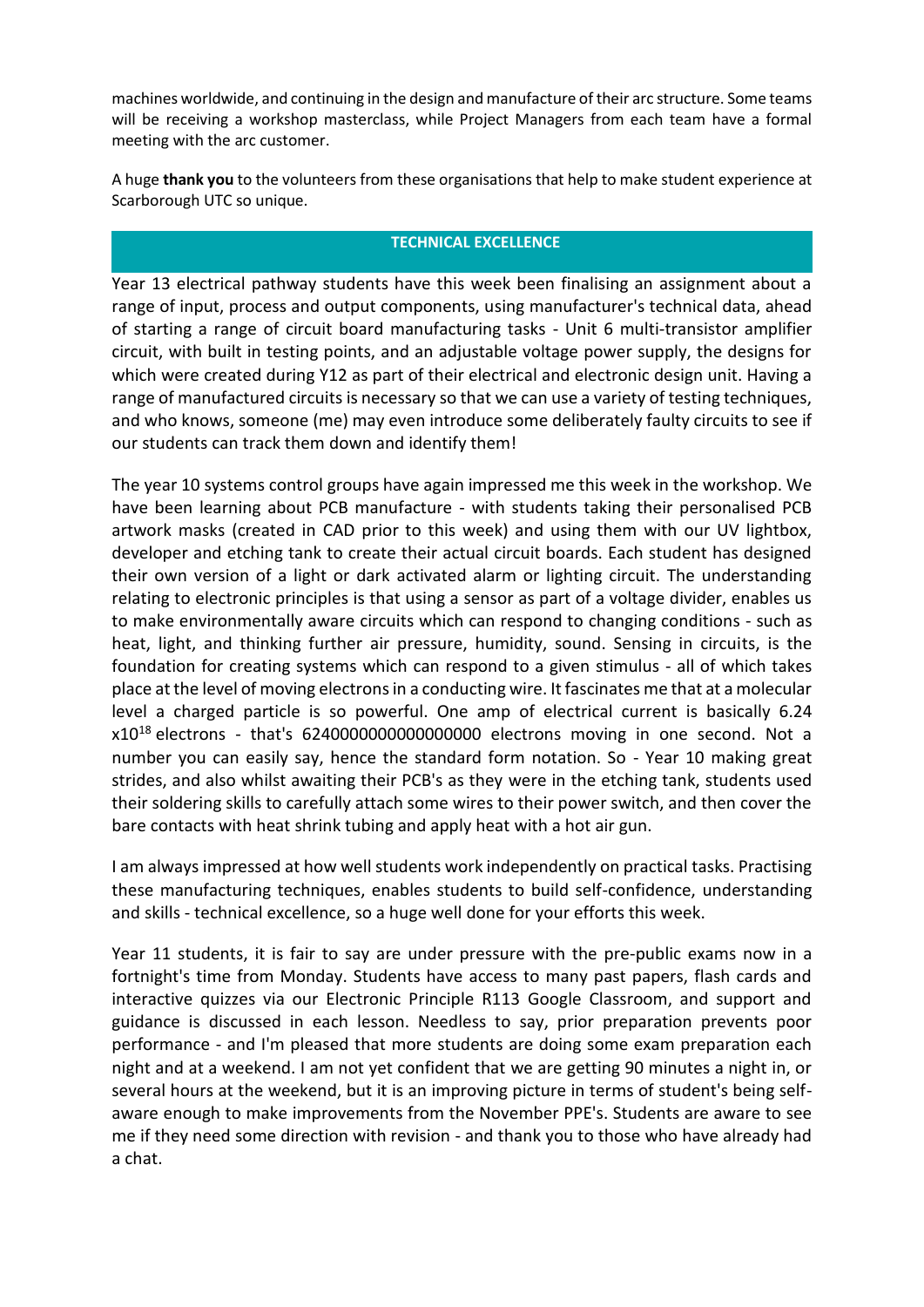machines worldwide, and continuing in the design and manufacture of their arc structure. Some teams will be receiving a workshop masterclass, while Project Managers from each team have a formal meeting with the arc customer.

A huge **thank you** to the volunteers from these organisations that help to make student experience at Scarborough UTC so unique.

## TECHNICAL EXCELLENCE

Year 13 electrical pathway students have this week been finalising an assignment about a range of input, process and output components, using manufacturer's technical data, ahead of starting a range of circuit board manufacturing tasks - Unit 6 multi-transistor amplifier circuit, with built in testing points, and an adjustable voltage power supply, the designs for which were created during Y12 as part of their electrical and electronic design unit. Having a range of manufactured circuits is necessary so that we can use a variety of testing techniques, and who knows, someone (me) may even introduce some deliberately faulty circuits to see if our students can track them down and identify them!

The year 10 systems control groups have again impressed me this week in the workshop. We have been learning about PCB manufacture - with students taking their personalised PCB artwork masks (created in CAD prior to this week) and using them with our UV lightbox, developer and etching tank to create their actual circuit boards. Each student has designed their own version of a light or dark activated alarm or lighting circuit. The understanding relating to electronic principles is that using a sensor as part of a voltage divider, enables us to make environmentally aware circuits which can respond to changing conditions - such as heat, light, and thinking further air pressure, humidity, sound. Sensing in circuits, is the foundation for creating systems which can respond to a given stimulus - all of which takes place at the level of moving electrons in a conducting wire. It fascinates me that at a molecular level a charged particle is so powerful. One amp of electrical current is basically $6.24 \times 10^{18}$ electrons - that's 6240000000000000000 electrons moving in one second. Not a number you can easily say, hence the standard form notation. So - Year 10 making great strides, and also whilst awaiting their PCB's as they were in the etching tank, students used their soldering skills to carefully attach some wires to their power switch, and then cover the bare contacts with heat shrink tubing and apply heat with a hot air gun.

I am always impressed at how well students work independently on practical tasks. Practising these manufacturing techniques, enables students to build self-confidence, understanding and skills - technical excellence, so a huge well done for your efforts this week.

Year 11 students, it is fair to say are under pressure with the pre-public exams now in a fortnight's time from Monday. Students have access to many past papers, flash cards and interactive quizzes via our Electronic Principle R113 Google Classroom, and support and guidance is discussed in each lesson. Needless to say, prior preparation prevents poor performance - and I'm pleased that more students are doing some exam preparation each night and at a weekend. I am not yet confident that we are getting 90 minutes a night in, or several hours at the weekend, but it is an improving picture in terms of student's being self-aware enough to make improvements from the November PPE's. Students are aware to see me if they need some direction with revision - and thank you to those who have already had a chat.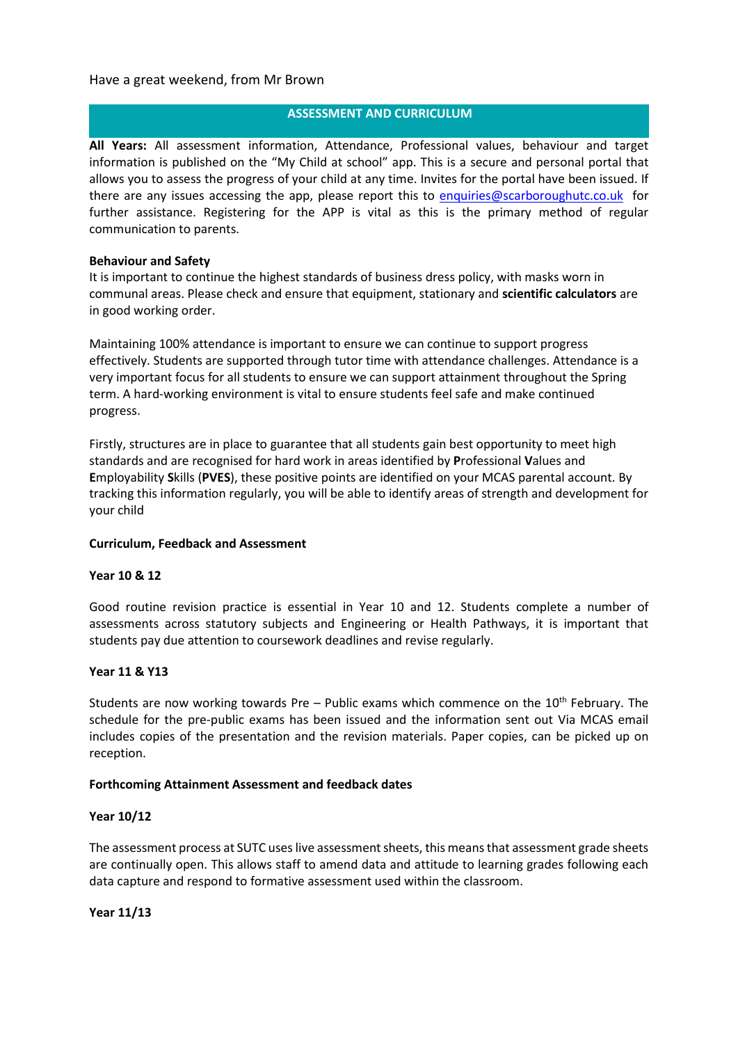Have a great weekend, from Mr Brown

## ASSESSMENT AND CURRICULUM

**All Years:** All assessment information, Attendance, Professional values, behaviour and target information is published on the "My Child at school" app. This is a secure and personal portal that allows you to assess the progress of your child at any time. Invites for the portal have been issued. If there are any issues accessing the app, please report this to enquiries@scarboroughutc.co.uk for further assistance. Registering for the APP is vital as this is the primary method of regular communication to parents.

**Behaviour and Safety**

It is important to continue the highest standards of business dress policy, with masks worn in communal areas. Please check and ensure that equipment, stationary and **scientific calculators** are in good working order.

Maintaining 100% attendance is important to ensure we can continue to support progress effectively. Students are supported through tutor time with attendance challenges. Attendance is a very important focus for all students to ensure we can support attainment throughout the Spring term. A hard-working environment is vital to ensure students feel safe and make continued progress.

Firstly, structures are in place to guarantee that all students gain best opportunity to meet high standards and are recognised for hard work in areas identified by **P**rofessional **V**alues and **E**mployability **S**kills (**PVES**), these positive points are identified on your MCAS parental account. By tracking this information regularly, you will be able to identify areas of strength and development for your child

**Curriculum, Feedback and Assessment**

**Year 10 & 12**

Good routine revision practice is essential in Year 10 and 12. Students complete a number of assessments across statutory subjects and Engineering or Health Pathways, it is important that students pay due attention to coursework deadlines and revise regularly.

**Year 11 & Y13**

Students are now working towards Pre – Public exams which commence on the 10th February. The schedule for the pre-public exams has been issued and the information sent out Via MCAS email includes copies of the presentation and the revision materials. Paper copies, can be picked up on reception.

**Forthcoming Attainment Assessment and feedback dates**

**Year 10/12**

The assessment process at SUTC uses live assessment sheets, this means that assessment grade sheets are continually open. This allows staff to amend data and attitude to learning grades following each data capture and respond to formative assessment used within the classroom.

**Year 11/13**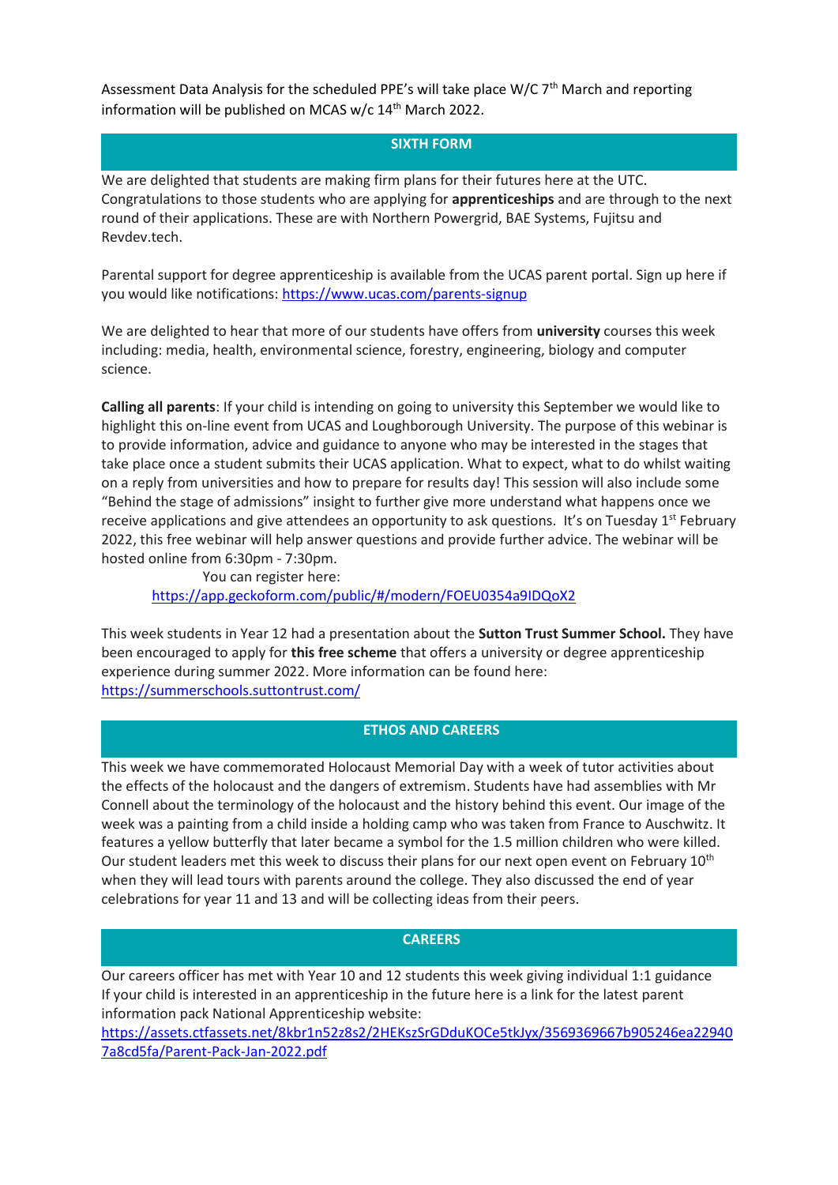Assessment Data Analysis for the scheduled PPE's will take place W/C 7th March and reporting information will be published on MCAS w/c 14th March 2022.

## SIXTH FORM

We are delighted that students are making firm plans for their futures here at the UTC. Congratulations to those students who are applying for **apprenticeships** and are through to the next round of their applications. These are with Northern Powergrid, BAE Systems, Fujitsu and Revdev.tech.

Parental support for degree apprenticeship is available from the UCAS parent portal. Sign up here if you would like notifications: https://www.ucas.com/parents-signup

We are delighted to hear that more of our students have offers from **university** courses this week including: media, health, environmental science, forestry, engineering, biology and computer science.

**Calling all parents**: If your child is intending on going to university this September we would like to highlight this on-line event from UCAS and Loughborough University. The purpose of this webinar is to provide information, advice and guidance to anyone who may be interested in the stages that take place once a student submits their UCAS application. What to expect, what to do whilst waiting on a reply from universities and how to prepare for results day! This session will also include some "Behind the stage of admissions" insight to further give more understand what happens once we receive applications and give attendees an opportunity to ask questions. It's on Tuesday 1st February 2022, this free webinar will help answer questions and provide further advice. The webinar will be hosted online from 6:30pm - 7:30pm.

You can register here:
https://app.geckoform.com/public/#/modern/FOEU0354a9IDQoX2

This week students in Year 12 had a presentation about the **Sutton Trust Summer School.** They have been encouraged to apply for **this free scheme** that offers a university or degree apprenticeship experience during summer 2022. More information can be found here: https://summerschools.suttontrust.com/

## ETHOS AND CAREERS

This week we have commemorated Holocaust Memorial Day with a week of tutor activities about the effects of the holocaust and the dangers of extremism. Students have had assemblies with Mr Connell about the terminology of the holocaust and the history behind this event. Our image of the week was a painting from a child inside a holding camp who was taken from France to Auschwitz. It features a yellow butterfly that later became a symbol for the 1.5 million children who were killed. Our student leaders met this week to discuss their plans for our next open event on February 10th when they will lead tours with parents around the college. They also discussed the end of year celebrations for year 11 and 13 and will be collecting ideas from their peers.

## CAREERS

Our careers officer has met with Year 10 and 12 students this week giving individual 1:1 guidance
If your child is interested in an apprenticeship in the future here is a link for the latest parent information pack National Apprenticeship website:
https://assets.ctfassets.net/8kbr1n52z8s2/2HEKszSrGDduKOCe5tkJyx/3569369667b905246ea229407a8cd5fa/Parent-Pack-Jan-2022.pdf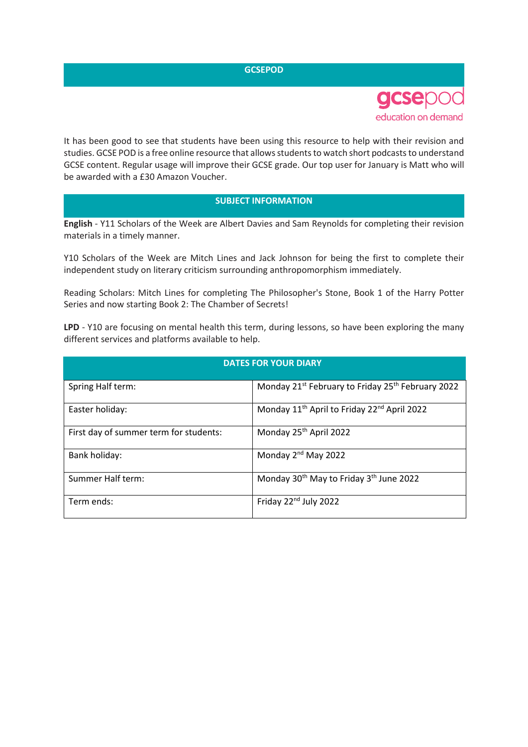## GCSEPOD

gcsepod
education on demand

It has been good to see that students have been using this resource to help with their revision and studies. GCSE POD is a free online resource that allows students to watch short podcasts to understand GCSE content. Regular usage will improve their GCSE grade. Our top user for January is Matt who will be awarded with a £30 Amazon Voucher.

## SUBJECT INFORMATION

**English** - Y11 Scholars of the Week are Albert Davies and Sam Reynolds for completing their revision materials in a timely manner.

Y10 Scholars of the Week are Mitch Lines and Jack Johnson for being the first to complete their independent study on literary criticism surrounding anthropomorphism immediately.

Reading Scholars: Mitch Lines for completing The Philosopher's Stone, Book 1 of the Harry Potter Series and now starting Book 2: The Chamber of Secrets!

**LPD** - Y10 are focusing on mental health this term, during lessons, so have been exploring the many different services and platforms available to help.

## DATES FOR YOUR DIARY

| | |
|---|---|
| Spring Half term: | Monday 21st February to Friday 25th February 2022 |
| Easter holiday: | Monday 11th April to Friday 22nd April 2022 |
| First day of summer term for students: | Monday 25th April 2022 |
| Bank holiday: | Monday 2nd May 2022 |
| Summer Half term: | Monday 30th May to Friday 3th June 2022 |
| Term ends: | Friday 22nd July 2022 |